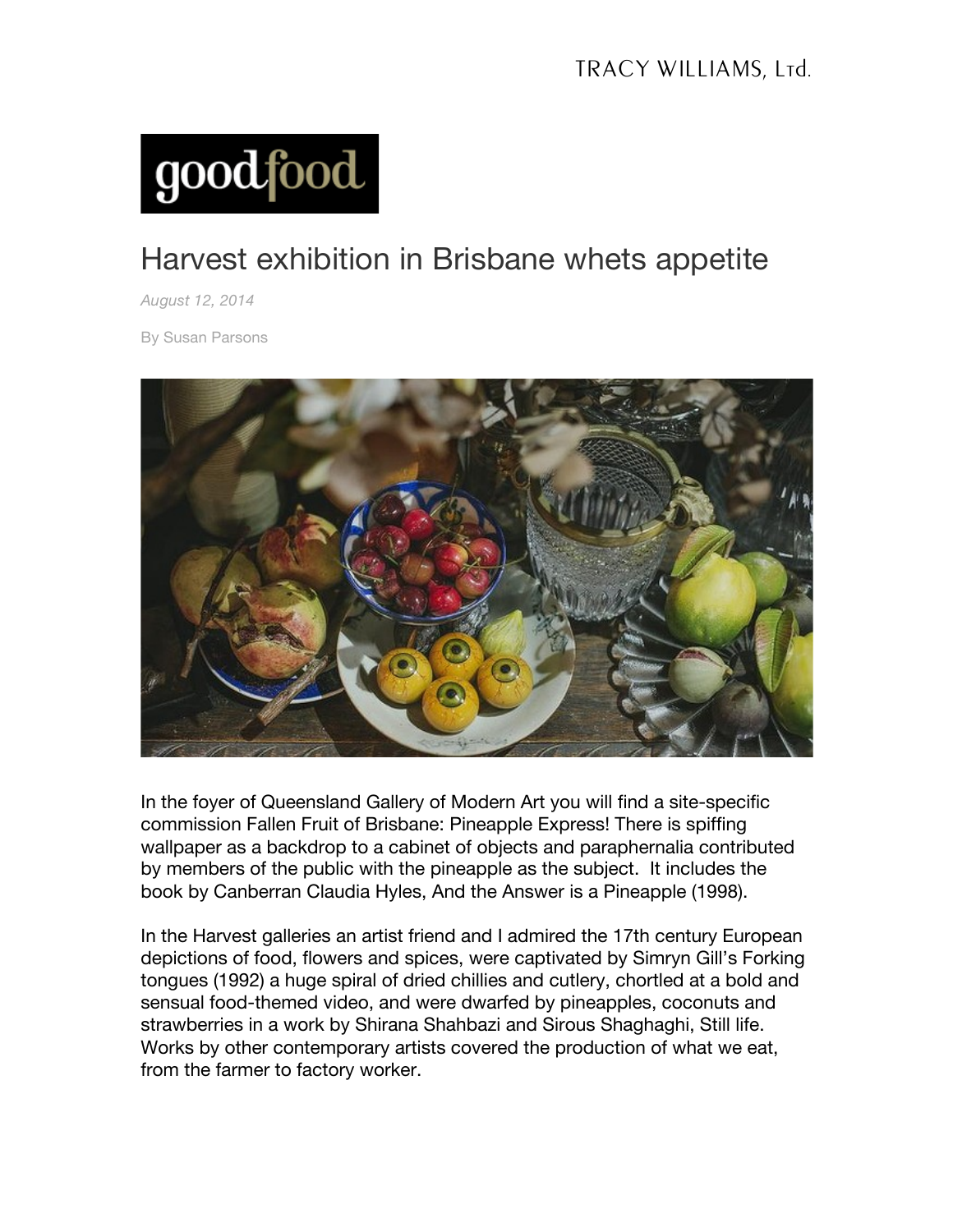TRACY WILLIAMS, Ltd.

goodfood

# Harvest exhibition in Brisbane whets appetite

*August 12, 2014*

By Susan Parsons

In the foyer of Queensland Gallery of Modern Art you will find a site-specific commission Fallen Fruit of Brisbane: Pineapple Express! There is spiffing wallpaper as a backdrop to a cabinet of objects and paraphernalia contributed by members of the public with the pineapple as the subject. It includes the book by Canberran Claudia Hyles, And the Answer is a Pineapple (1998).

In the Harvest galleries an artist friend and I admired the 17th century European depictions of food, flowers and spices, were captivated by Simryn Gill's Forking tongues (1992) a huge spiral of dried chillies and cutlery, chortled at a bold and sensual food-themed video, and were dwarfed by pineapples, coconuts and strawberries in a work by Shirana Shahbazi and Sirous Shaghaghi, Still life. Works by other contemporary artists covered the production of what we eat, from the farmer to factory worker.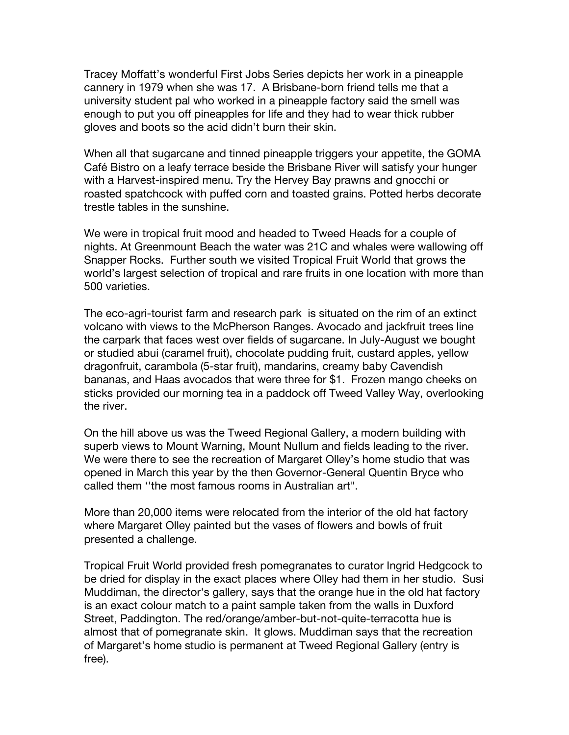Tracey Moffatt's wonderful First Jobs Series depicts her work in a pineapple cannery in 1979 when she was 17. A Brisbane-born friend tells me that a university student pal who worked in a pineapple factory said the smell was enough to put you off pineapples for life and they had to wear thick rubber gloves and boots so the acid didn't burn their skin.

When all that sugarcane and tinned pineapple triggers your appetite, the GOMA Café Bistro on a leafy terrace beside the Brisbane River will satisfy your hunger with a Harvest-inspired menu. Try the Hervey Bay prawns and gnocchi or roasted spatchcock with puffed corn and toasted grains. Potted herbs decorate trestle tables in the sunshine.

We were in tropical fruit mood and headed to Tweed Heads for a couple of nights. At Greenmount Beach the water was 21C and whales were wallowing off Snapper Rocks. Further south we visited Tropical Fruit World that grows the world's largest selection of tropical and rare fruits in one location with more than 500 varieties.

The eco-agri-tourist farm and research park is situated on the rim of an extinct volcano with views to the McPherson Ranges. Avocado and jackfruit trees line the carpark that faces west over fields of sugarcane. In July-August we bought or studied abui (caramel fruit), chocolate pudding fruit, custard apples, yellow dragonfruit, carambola (5-star fruit), mandarins, creamy baby Cavendish bananas, and Haas avocados that were three for $1. Frozen mango cheeks on sticks provided our morning tea in a paddock off Tweed Valley Way, overlooking the river.

On the hill above us was the Tweed Regional Gallery, a modern building with superb views to Mount Warning, Mount Nullum and fields leading to the river. We were there to see the recreation of Margaret Olley's home studio that was opened in March this year by the then Governor-General Quentin Bryce who called them ''the most famous rooms in Australian art".

More than 20,000 items were relocated from the interior of the old hat factory where Margaret Olley painted but the vases of flowers and bowls of fruit presented a challenge.

Tropical Fruit World provided fresh pomegranates to curator Ingrid Hedgcock to be dried for display in the exact places where Olley had them in her studio. Susi Muddiman, the director's gallery, says that the orange hue in the old hat factory is an exact colour match to a paint sample taken from the walls in Duxford Street, Paddington. The red/orange/amber-but-not-quite-terracotta hue is almost that of pomegranate skin. It glows. Muddiman says that the recreation of Margaret's home studio is permanent at Tweed Regional Gallery (entry is free).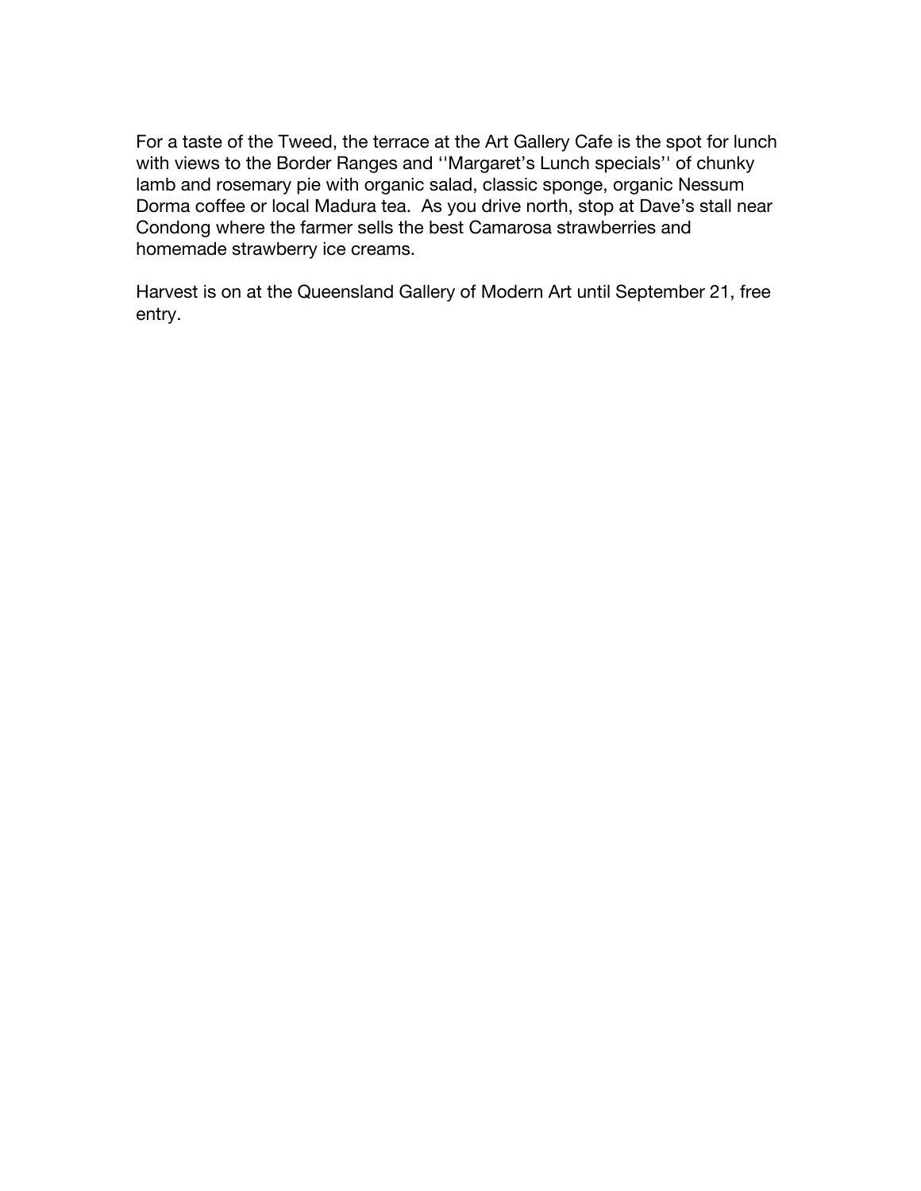For a taste of the Tweed, the terrace at the Art Gallery Cafe is the spot for lunch with views to the Border Ranges and ''Margaret's Lunch specials'' of chunky lamb and rosemary pie with organic salad, classic sponge, organic Nessum Dorma coffee or local Madura tea.  As you drive north, stop at Dave's stall near Condong where the farmer sells the best Camarosa strawberries and homemade strawberry ice creams.

Harvest is on at the Queensland Gallery of Modern Art until September 21, free entry.